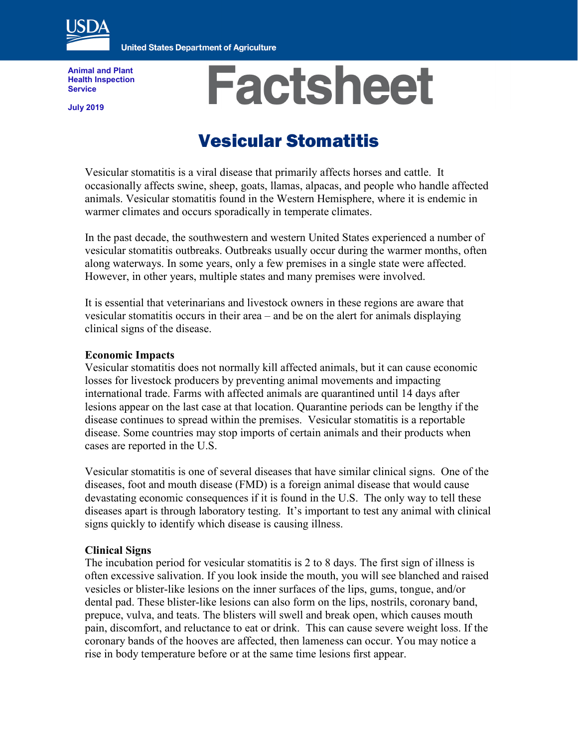USDA

United States Department of Agriculture

Animal and Plant Health Inspection Service

July 2019

# Factsheet

## Vesicular Stomatitis

Vesicular stomatitis is a viral disease that primarily affects horses and cattle. It occasionally affects swine, sheep, goats, llamas, alpacas, and people who handle affected animals. Vesicular stomatitis found in the Western Hemisphere, where it is endemic in warmer climates and occurs sporadically in temperate climates.

In the past decade, the southwestern and western United States experienced a number of vesicular stomatitis outbreaks. Outbreaks usually occur during the warmer months, often along waterways. In some years, only a few premises in a single state were affected. However, in other years, multiple states and many premises were involved.

It is essential that veterinarians and livestock owners in these regions are aware that vesicular stomatitis occurs in their area – and be on the alert for animals displaying clinical signs of the disease.

**Economic Impacts**

Vesicular stomatitis does not normally kill affected animals, but it can cause economic losses for livestock producers by preventing animal movements and impacting international trade. Farms with affected animals are quarantined until 14 days after lesions appear on the last case at that location. Quarantine periods can be lengthy if the disease continues to spread within the premises. Vesicular stomatitis is a reportable disease. Some countries may stop imports of certain animals and their products when cases are reported in the U.S.

Vesicular stomatitis is one of several diseases that have similar clinical signs. One of the diseases, foot and mouth disease (FMD) is a foreign animal disease that would cause devastating economic consequences if it is found in the U.S. The only way to tell these diseases apart is through laboratory testing. It's important to test any animal with clinical signs quickly to identify which disease is causing illness.

**Clinical Signs**

The incubation period for vesicular stomatitis is 2 to 8 days. The first sign of illness is often excessive salivation. If you look inside the mouth, you will see blanched and raised vesicles or blister-like lesions on the inner surfaces of the lips, gums, tongue, and/or dental pad. These blister-like lesions can also form on the lips, nostrils, coronary band, prepuce, vulva, and teats. The blisters will swell and break open, which causes mouth pain, discomfort, and reluctance to eat or drink. This can cause severe weight loss. If the coronary bands of the hooves are affected, then lameness can occur. You may notice a rise in body temperature before or at the same time lesions first appear.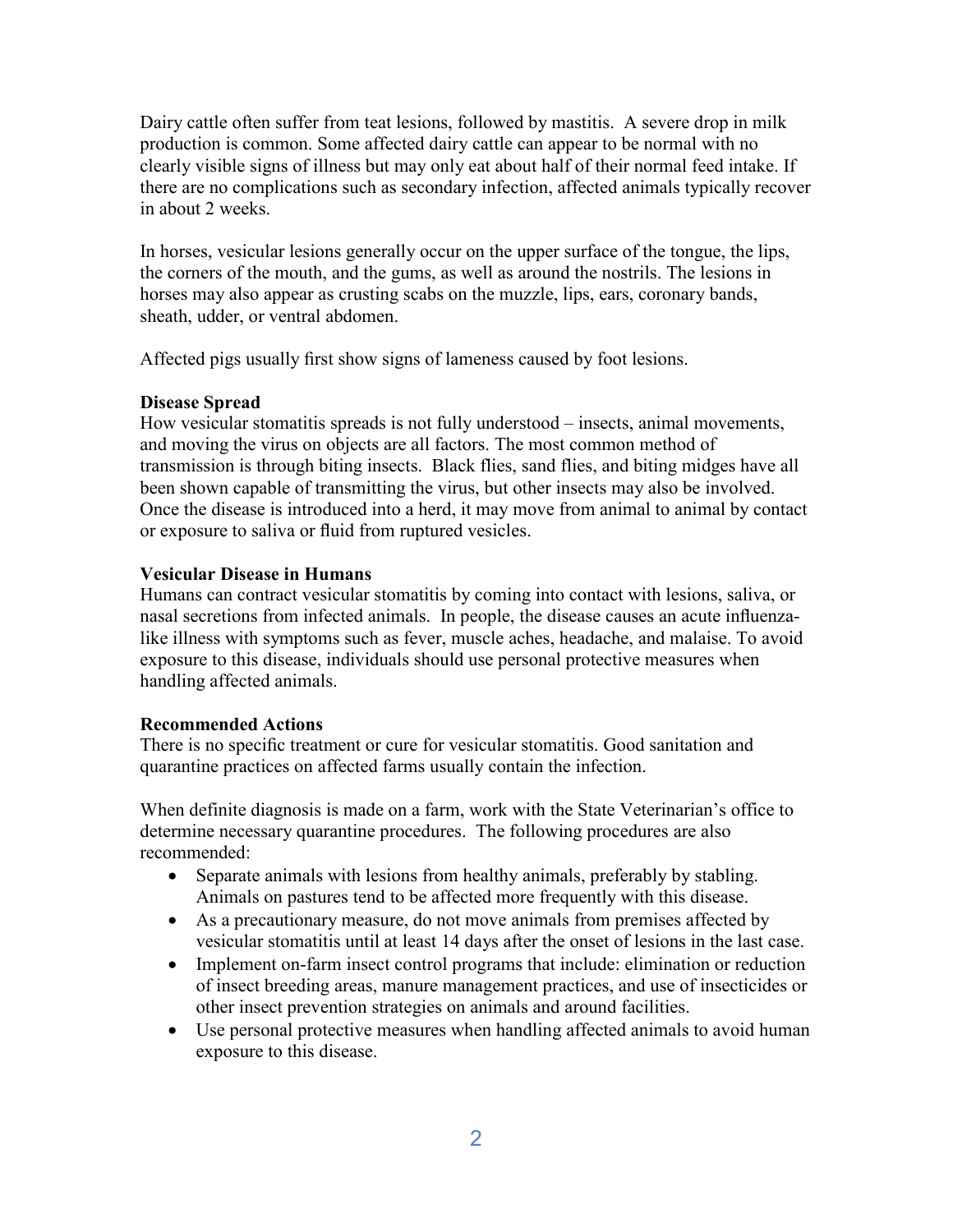Dairy cattle often suffer from teat lesions, followed by mastitis. A severe drop in milk production is common. Some affected dairy cattle can appear to be normal with no clearly visible signs of illness but may only eat about half of their normal feed intake. If there are no complications such as secondary infection, affected animals typically recover in about 2 weeks.

In horses, vesicular lesions generally occur on the upper surface of the tongue, the lips, the corners of the mouth, and the gums, as well as around the nostrils. The lesions in horses may also appear as crusting scabs on the muzzle, lips, ears, coronary bands, sheath, udder, or ventral abdomen.

Affected pigs usually first show signs of lameness caused by foot lesions.

**Disease Spread**

How vesicular stomatitis spreads is not fully understood – insects, animal movements, and moving the virus on objects are all factors. The most common method of transmission is through biting insects. Black flies, sand flies, and biting midges have all been shown capable of transmitting the virus, but other insects may also be involved. Once the disease is introduced into a herd, it may move from animal to animal by contact or exposure to saliva or fluid from ruptured vesicles.

**Vesicular Disease in Humans**

Humans can contract vesicular stomatitis by coming into contact with lesions, saliva, or nasal secretions from infected animals. In people, the disease causes an acute influenza-like illness with symptoms such as fever, muscle aches, headache, and malaise. To avoid exposure to this disease, individuals should use personal protective measures when handling affected animals.

**Recommended Actions**

There is no specific treatment or cure for vesicular stomatitis. Good sanitation and quarantine practices on affected farms usually contain the infection.

When definite diagnosis is made on a farm, work with the State Veterinarian's office to determine necessary quarantine procedures. The following procedures are also recommended:

- Separate animals with lesions from healthy animals, preferably by stabling. Animals on pastures tend to be affected more frequently with this disease.
- As a precautionary measure, do not move animals from premises affected by vesicular stomatitis until at least 14 days after the onset of lesions in the last case.
- Implement on-farm insect control programs that include: elimination or reduction of insect breeding areas, manure management practices, and use of insecticides or other insect prevention strategies on animals and around facilities.
- Use personal protective measures when handling affected animals to avoid human exposure to this disease.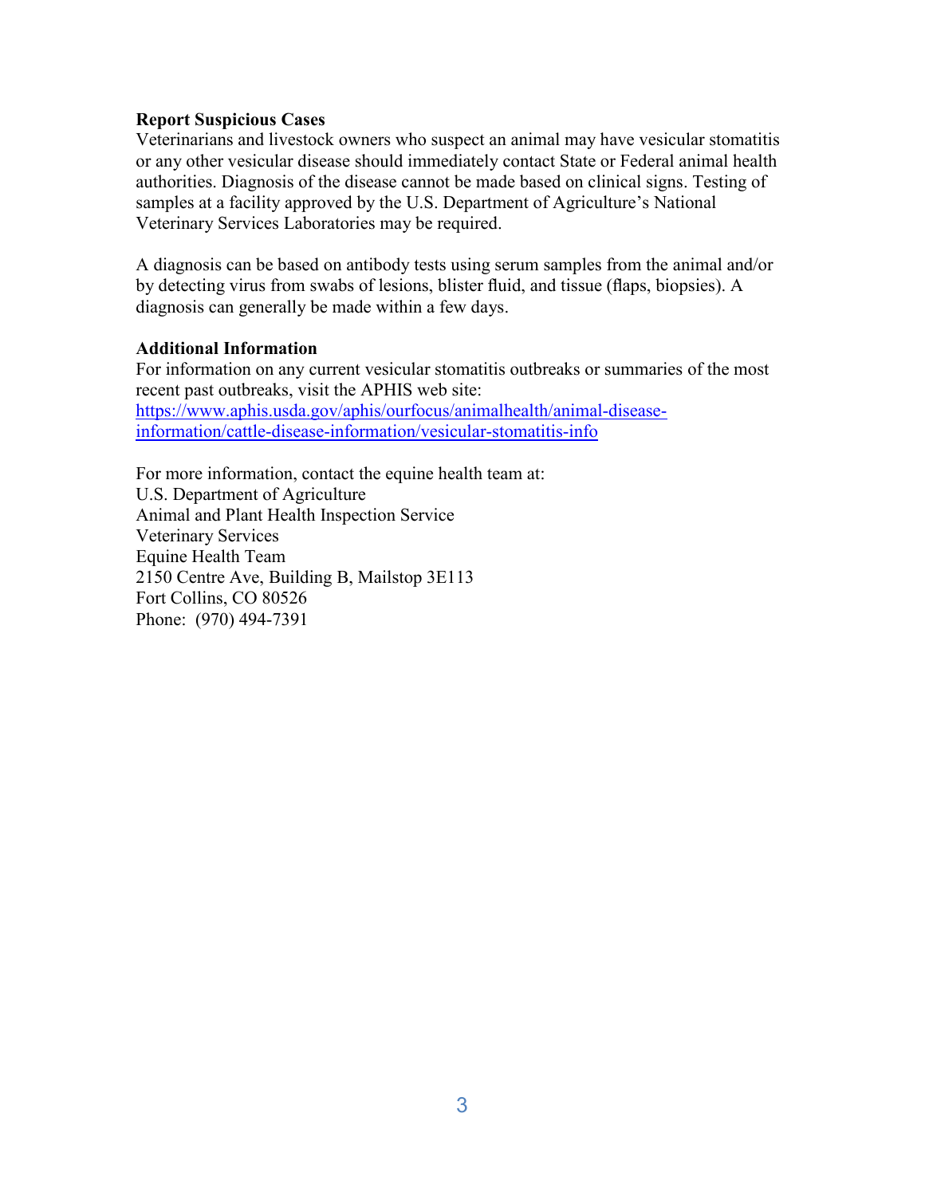**Report Suspicious Cases**

Veterinarians and livestock owners who suspect an animal may have vesicular stomatitis or any other vesicular disease should immediately contact State or Federal animal health authorities. Diagnosis of the disease cannot be made based on clinical signs. Testing of samples at a facility approved by the U.S. Department of Agriculture's National Veterinary Services Laboratories may be required.

A diagnosis can be based on antibody tests using serum samples from the animal and/or by detecting virus from swabs of lesions, blister fluid, and tissue (flaps, biopsies). A diagnosis can generally be made within a few days.

**Additional Information**

For information on any current vesicular stomatitis outbreaks or summaries of the most recent past outbreaks, visit the APHIS web site:
[https://www.aphis.usda.gov/aphis/ourfocus/animalhealth/animal-disease-information/cattle-disease-information/vesicular-stomatitis-info](https://www.aphis.usda.gov/aphis/ourfocus/animalhealth/animal-disease-information/cattle-disease-information/vesicular-stomatitis-info)

For more information, contact the equine health team at:
U.S. Department of Agriculture
Animal and Plant Health Inspection Service
Veterinary Services
Equine Health Team
2150 Centre Ave, Building B, Mailstop 3E113
Fort Collins, CO 80526
Phone: (970) 494-7391